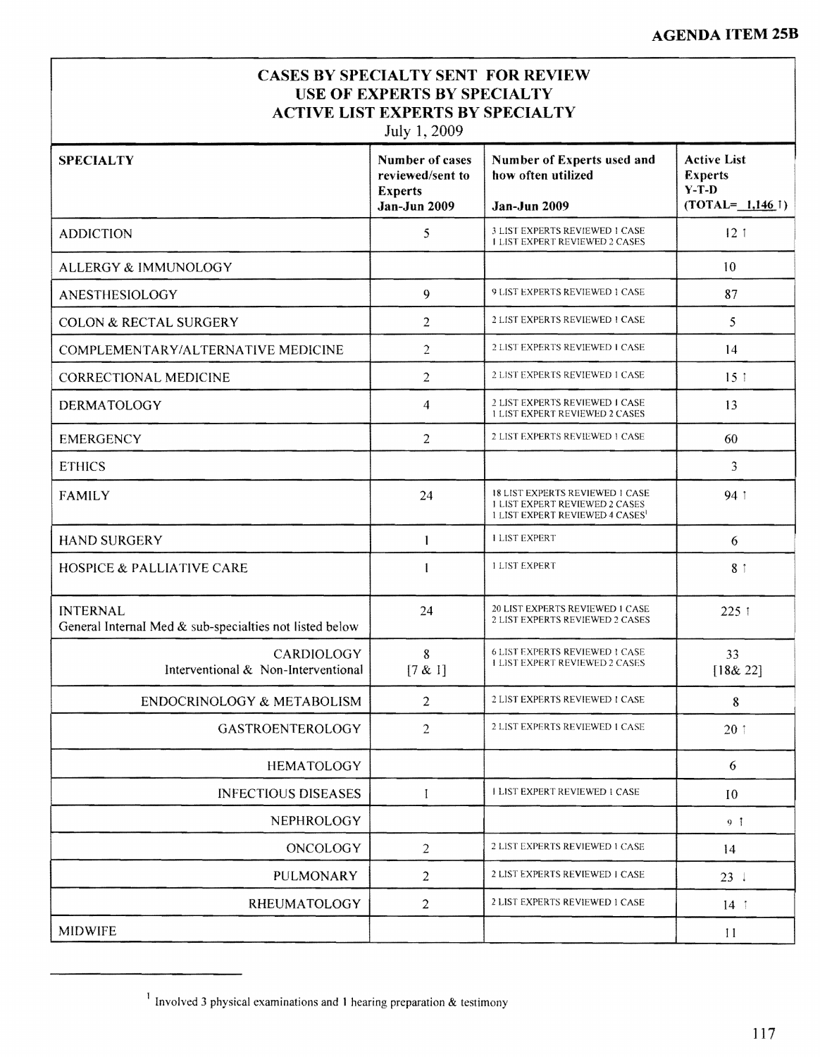**AGENDA ITEM 25B**

## CASES BY SPECIALTY SENT FOR REVIEW
## USE OF EXPERTS BY SPECIALTY
## ACTIVE LIST EXPERTS BY SPECIALTY

July 1, 2009

| SPECIALTY | Number of cases reviewed/sent to Experts Jan-Jun 2009 | Number of Experts used and how often utilized Jan-Jun 2009 | Active List Experts Y-T-D (TOTAL= 1,146 ↑) |
|---|---|---|---|
| ADDICTION | 5 | 3 LIST EXPERTS REVIEWED 1 CASE<br>1 LIST EXPERT REVIEWED 2 CASES | 12 ↑ |
| ALLERGY & IMMUNOLOGY | | | 10 |
| ANESTHESIOLOGY | 9 | 9 LIST EXPERTS REVIEWED 1 CASE | 87 |
| COLON & RECTAL SURGERY | 2 | 2 LIST EXPERTS REVIEWED 1 CASE | 5 |
| COMPLEMENTARY/ALTERNATIVE MEDICINE | 2 | 2 LIST EXPERTS REVIEWED 1 CASE | 14 |
| CORRECTIONAL MEDICINE | 2 | 2 LIST EXPERTS REVIEWED 1 CASE | 15 ↑ |
| DERMATOLOGY | 4 | 2 LIST EXPERTS REVIEWED 1 CASE<br>1 LIST EXPERT REVIEWED 2 CASES | 13 |
| EMERGENCY | 2 | 2 LIST EXPERTS REVIEWED 1 CASE | 60 |
| ETHICS | | | 3 |
| FAMILY | 24 | 18 LIST EXPERTS REVIEWED 1 CASE<br>1 LIST EXPERT REVIEWED 2 CASES<br>1 LIST EXPERT REVIEWED 4 CASES[1] | 94 ↑ |
| HAND SURGERY | 1 | 1 LIST EXPERT | 6 |
| HOSPICE & PALLIATIVE CARE | 1 | 1 LIST EXPERT | 8 ↑ |
| INTERNAL<br>General Internal Med & sub-specialties not listed below | 24 | 20 LIST EXPERTS REVIEWED 1 CASE<br>2 LIST EXPERTS REVIEWED 2 CASES | 225 ↑ |
| CARDIOLOGY<br>Interventional & Non-Interventional | 8<br>[7 & 1] | 6 LIST EXPERTS REVIEWED 1 CASE<br>1 LIST EXPERT REVIEWED 2 CASES | 33<br>[18& 22] |
| ENDOCRINOLOGY & METABOLISM | 2 | 2 LIST EXPERTS REVIEWED 1 CASE | 8 |
| GASTROENTEROLOGY | 2 | 2 LIST EXPERTS REVIEWED 1 CASE | 20 ↑ |
| HEMATOLOGY | | | 6 |
| INFECTIOUS DISEASES | 1 | 1 LIST EXPERT REVIEWED 1 CASE | 10 |
| NEPHROLOGY | | | 9 ↑ |
| ONCOLOGY | 2 | 2 LIST EXPERTS REVIEWED 1 CASE | 14 |
| PULMONARY | 2 | 2 LIST EXPERTS REVIEWED 1 CASE | 23 ↓ |
| RHEUMATOLOGY | 2 | 2 LIST EXPERTS REVIEWED 1 CASE | 14 ↑ |
| MIDWIFE | | | 11 |

[1] Involved 3 physical examinations and 1 hearing preparation & testimony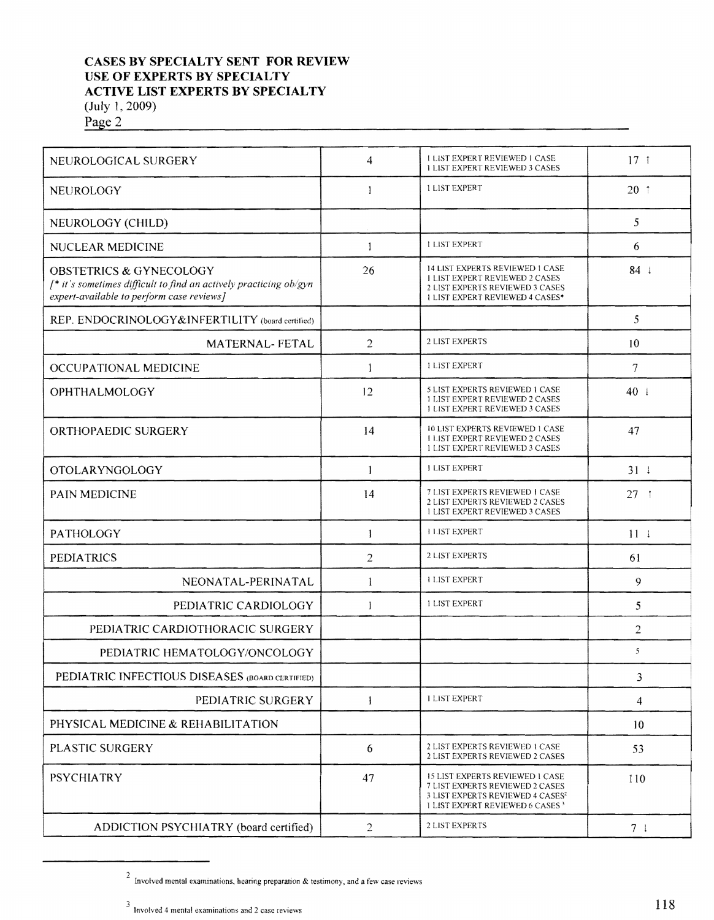**CASES BY SPECIALTY SENT FOR REVIEW**
**USE OF EXPERTS BY SPECIALTY**
**ACTIVE LIST EXPERTS BY SPECIALTY**
(July 1, 2009)
Page 2

| | | | |
|---|---|---|---|
| NEUROLOGICAL SURGERY | 4 | 1 LIST EXPERT REVIEWED 1 CASE<br>1 LIST EXPERT REVIEWED 3 CASES | 17 ↑ |
| NEUROLOGY | 1 | 1 LIST EXPERT | 20 ↑ |
| NEUROLOGY (CHILD) | | | 5 |
| NUCLEAR MEDICINE | 1 | 1 LIST EXPERT | 6 |
| OBSTETRICS & GYNECOLOGY<br>*[\* it's sometimes difficult to find an actively practicing ob/gyn expert-available to perform case reviews]* | 26 | 14 LIST EXPERTS REVIEWED 1 CASE<br>1 LIST EXPERT REVIEWED 2 CASES<br>2 LIST EXPERTS REVIEWED 3 CASES<br>1 LIST EXPERT REVIEWED 4 CASES* | 84 ↓ |
| REP. ENDOCRINOLOGY&INFERTILITY (board certified) | | | 5 |
| MATERNAL- FETAL | 2 | 2 LIST EXPERTS | 10 |
| OCCUPATIONAL MEDICINE | 1 | 1 LIST EXPERT | 7 |
| OPHTHALMOLOGY | 12 | 5 LIST EXPERTS REVIEWED 1 CASE<br>1 LIST EXPERT REVIEWED 2 CASES<br>1 LIST EXPERT REVIEWED 3 CASES | 40 ↓ |
| ORTHOPAEDIC SURGERY | 14 | 10 LIST EXPERTS REVIEWED 1 CASE<br>1 LIST EXPERT REVIEWED 2 CASES<br>1 LIST EXPERT REVIEWED 3 CASES | 47 |
| OTOLARYNGOLOGY | 1 | 1 LIST EXPERT | 31 ↓ |
| PAIN MEDICINE | 14 | 7 LIST EXPERTS REVIEWED 1 CASE<br>2 LIST EXPERTS REVIEWED 2 CASES<br>1 LIST EXPERT REVIEWED 3 CASES | 27 ↑ |
| PATHOLOGY | 1 | 1 LIST EXPERT | 11 ↓ |
| PEDIATRICS | 2 | 2 LIST EXPERTS | 61 |
| NEONATAL-PERINATAL | 1 | 1 LIST EXPERT | 9 |
| PEDIATRIC CARDIOLOGY | 1 | 1 LIST EXPERT | 5 |
| PEDIATRIC CARDIOTHORACIC SURGERY | | | 2 |
| PEDIATRIC HEMATOLOGY/ONCOLOGY | | | 5 |
| PEDIATRIC INFECTIOUS DISEASES (BOARD CERTIFIED) | | | 3 |
| PEDIATRIC SURGERY | 1 | 1 LIST EXPERT | 4 |
| PHYSICAL MEDICINE & REHABILITATION | | | 10 |
| PLASTIC SURGERY | 6 | 2 LIST EXPERTS REVIEWED 1 CASE<br>2 LIST EXPERTS REVIEWED 2 CASES | 53 |
| PSYCHIATRY | 47 | 15 LIST EXPERTS REVIEWED 1 CASE<br>7 LIST EXPERTS REVIEWED 2 CASES<br>3 LIST EXPERTS REVIEWED 4 CASES[2]<br>1 LIST EXPERT REVIEWED 6 CASES[3] | 110 |
| ADDICTION PSYCHIATRY (board certified) | 2 | 2 LIST EXPERTS | 7 ↓ |

[2] Involved mental examinations, hearing preparation & testimony, and a few case reviews

[3] Involved 4 mental examinations and 2 case reviews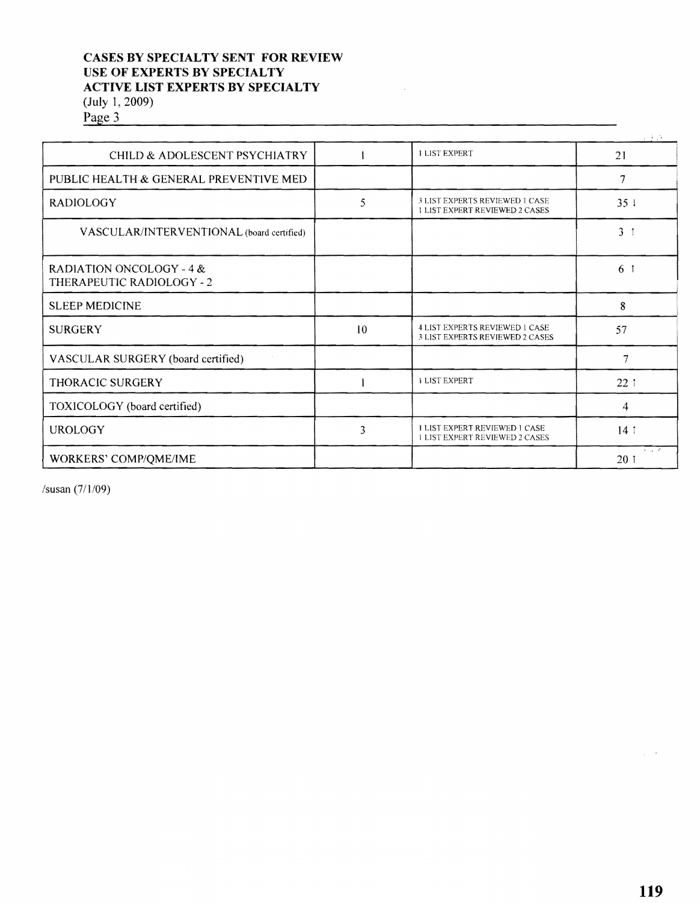**CASES BY SPECIALTY SENT FOR REVIEW**
**USE OF EXPERTS BY SPECIALTY**
**ACTIVE LIST EXPERTS BY SPECIALTY**
(July 1, 2009)
Page 3

| | | | |
|---|---|---|---|
| CHILD & ADOLESCENT PSYCHIATRY | 1 | 1 LIST EXPERT | 21 |
| PUBLIC HEALTH & GENERAL PREVENTIVE MED | | | 7 |
| RADIOLOGY | 5 | 3 LIST EXPERTS REVIEWED 1 CASE<br>1 LIST EXPERT REVIEWED 2 CASES | 35 ↓ |
| VASCULAR/INTERVENTIONAL (board certified) | | | 3 ↑ |
| RADIATION ONCOLOGY - 4 & THERAPEUTIC RADIOLOGY - 2 | | | 6 ↑ |
| SLEEP MEDICINE | | | 8 |
| SURGERY | 10 | 4 LIST EXPERTS REVIEWED 1 CASE<br>3 LIST EXPERTS REVIEWED 2 CASES | 57 |
| VASCULAR SURGERY (board certified) | | | 7 |
| THORACIC SURGERY | 1 | 1 LIST EXPERT | 22 ↑ |
| TOXICOLOGY (board certified) | | | 4 |
| UROLOGY | 3 | 1 LIST EXPERT REVIEWED 1 CASE<br>1 LIST EXPERT REVIEWED 2 CASES | 14 ↑ |
| WORKERS' COMP/QME/IME | | | 20 ↑ |

/susan (7/1/09)